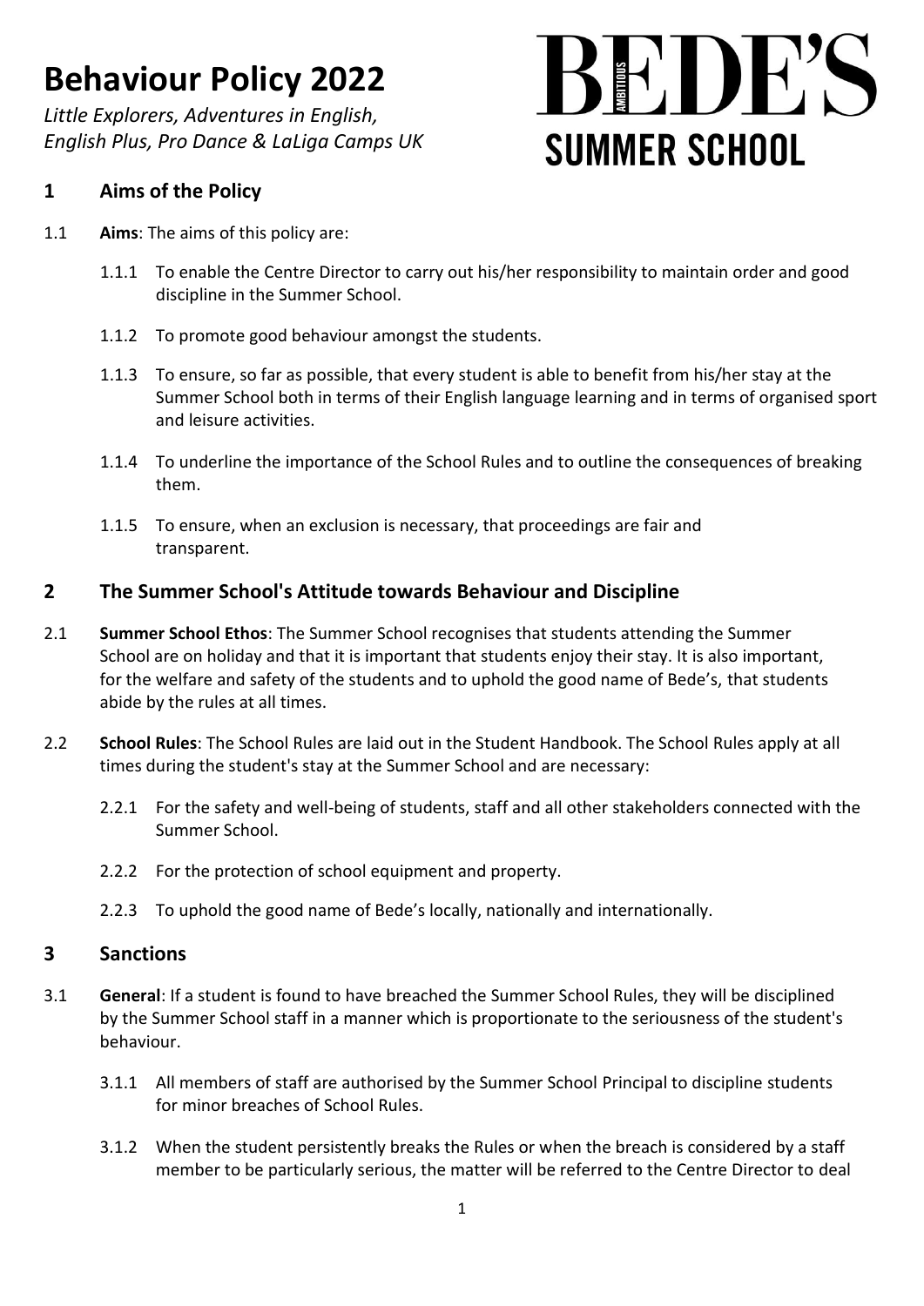# Behaviour Policy 2022

*Little Explorers, Adventures in English, English Plus, Pro Dance & LaLiga Camps UK*

BEDE'S SUMMER SCHOOL

## 1 Aims of the Policy

1.1 **Aims**: The aims of this policy are:

1.1.1 To enable the Centre Director to carry out his/her responsibility to maintain order and good discipline in the Summer School.

1.1.2 To promote good behaviour amongst the students.

1.1.3 To ensure, so far as possible, that every student is able to benefit from his/her stay at the Summer School both in terms of their English language learning and in terms of organised sport and leisure activities.

1.1.4 To underline the importance of the School Rules and to outline the consequences of breaking them.

1.1.5 To ensure, when an exclusion is necessary, that proceedings are fair and transparent.

## 2 The Summer School's Attitude towards Behaviour and Discipline

2.1 **Summer School Ethos**: The Summer School recognises that students attending the Summer School are on holiday and that it is important that students enjoy their stay. It is also important, for the welfare and safety of the students and to uphold the good name of Bede's, that students abide by the rules at all times.

2.2 **School Rules**: The School Rules are laid out in the Student Handbook. The School Rules apply at all times during the student's stay at the Summer School and are necessary:

2.2.1 For the safety and well-being of students, staff and all other stakeholders connected with the Summer School.

2.2.2 For the protection of school equipment and property.

2.2.3 To uphold the good name of Bede's locally, nationally and internationally.

## 3 Sanctions

3.1 **General**: If a student is found to have breached the Summer School Rules, they will be disciplined by the Summer School staff in a manner which is proportionate to the seriousness of the student's behaviour.

3.1.1 All members of staff are authorised by the Summer School Principal to discipline students for minor breaches of School Rules.

3.1.2 When the student persistently breaks the Rules or when the breach is considered by a staff member to be particularly serious, the matter will be referred to the Centre Director to deal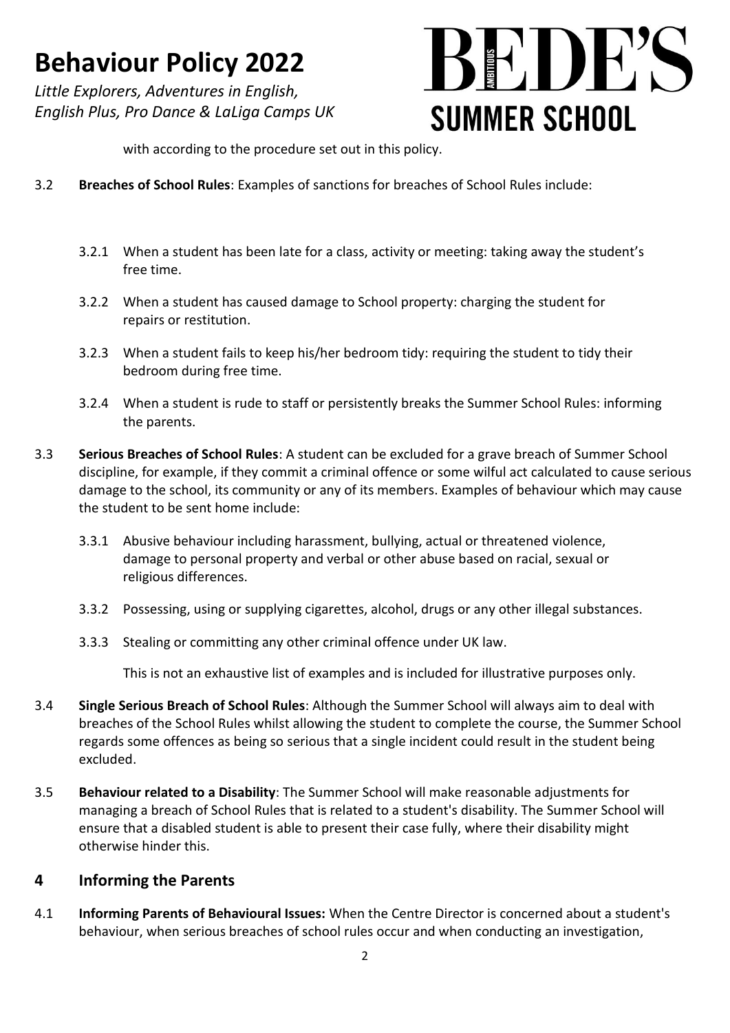with according to the procedure set out in this policy.

3.2 **Breaches of School Rules**: Examples of sanctions for breaches of School Rules include:

3.2.1 When a student has been late for a class, activity or meeting: taking away the student's free time.

3.2.2 When a student has caused damage to School property: charging the student for repairs or restitution.

3.2.3 When a student fails to keep his/her bedroom tidy: requiring the student to tidy their bedroom during free time.

3.2.4 When a student is rude to staff or persistently breaks the Summer School Rules: informing the parents.

3.3 **Serious Breaches of School Rules**: A student can be excluded for a grave breach of Summer School discipline, for example, if they commit a criminal offence or some wilful act calculated to cause serious damage to the school, its community or any of its members. Examples of behaviour which may cause the student to be sent home include:

3.3.1 Abusive behaviour including harassment, bullying, actual or threatened violence, damage to personal property and verbal or other abuse based on racial, sexual or religious differences.

3.3.2 Possessing, using or supplying cigarettes, alcohol, drugs or any other illegal substances.

3.3.3 Stealing or committing any other criminal offence under UK law.

This is not an exhaustive list of examples and is included for illustrative purposes only.

3.4 **Single Serious Breach of School Rules**: Although the Summer School will always aim to deal with breaches of the School Rules whilst allowing the student to complete the course, the Summer School regards some offences as being so serious that a single incident could result in the student being excluded.

3.5 **Behaviour related to a Disability**: The Summer School will make reasonable adjustments for managing a breach of School Rules that is related to a student's disability. The Summer School will ensure that a disabled student is able to present their case fully, where their disability might otherwise hinder this.

## 4 Informing the Parents

4.1 **Informing Parents of Behavioural Issues:** When the Centre Director is concerned about a student's behaviour, when serious breaches of school rules occur and when conducting an investigation,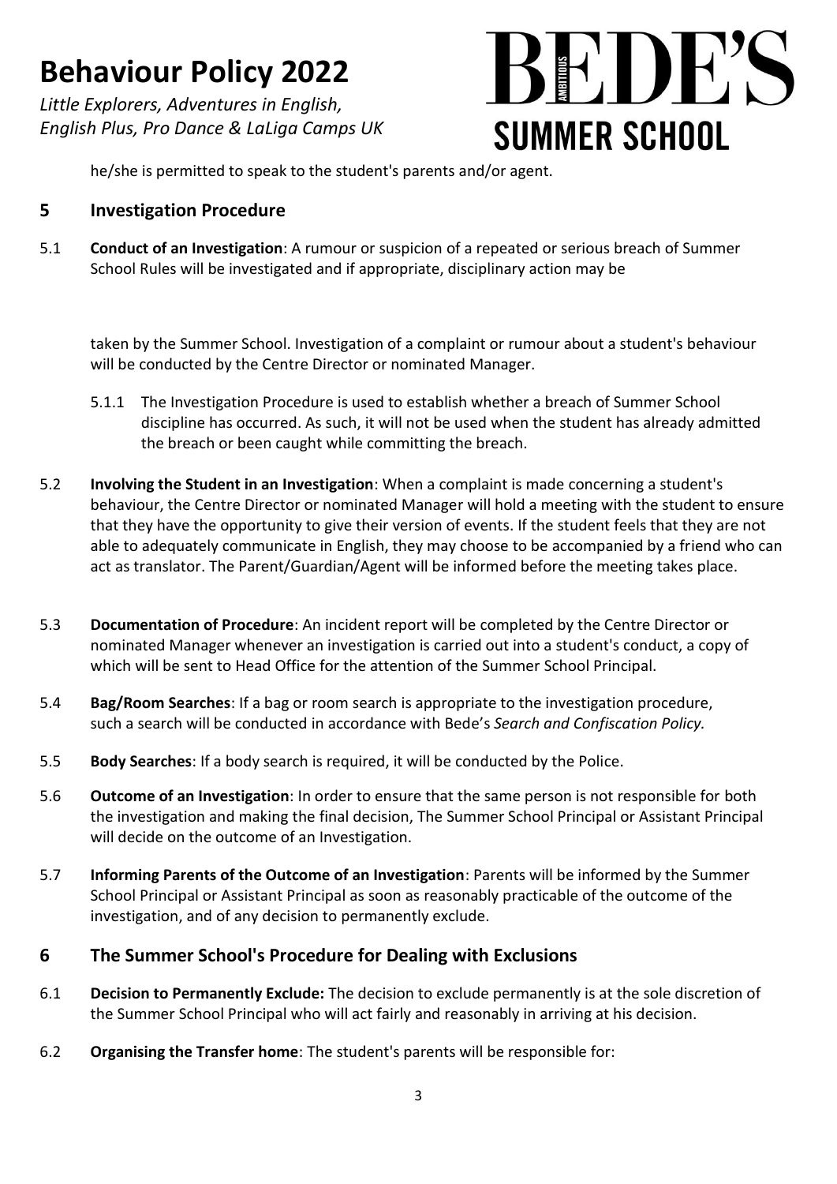he/she is permitted to speak to the student's parents and/or agent.

## 5 Investigation Procedure

5.1 **Conduct of an Investigation**: A rumour or suspicion of a repeated or serious breach of Summer School Rules will be investigated and if appropriate, disciplinary action may be taken by the Summer School. Investigation of a complaint or rumour about a student's behaviour will be conducted by the Centre Director or nominated Manager.

5.1.1 The Investigation Procedure is used to establish whether a breach of Summer School discipline has occurred. As such, it will not be used when the student has already admitted the breach or been caught while committing the breach.

5.2 **Involving the Student in an Investigation**: When a complaint is made concerning a student's behaviour, the Centre Director or nominated Manager will hold a meeting with the student to ensure that they have the opportunity to give their version of events. If the student feels that they are not able to adequately communicate in English, they may choose to be accompanied by a friend who can act as translator. The Parent/Guardian/Agent will be informed before the meeting takes place.

5.3 **Documentation of Procedure**: An incident report will be completed by the Centre Director or nominated Manager whenever an investigation is carried out into a student's conduct, a copy of which will be sent to Head Office for the attention of the Summer School Principal.

5.4 **Bag/Room Searches**: If a bag or room search is appropriate to the investigation procedure, such a search will be conducted in accordance with Bede's *Search and Confiscation Policy.*

5.5 **Body Searches**: If a body search is required, it will be conducted by the Police.

5.6 **Outcome of an Investigation**: In order to ensure that the same person is not responsible for both the investigation and making the final decision, The Summer School Principal or Assistant Principal will decide on the outcome of an Investigation.

5.7 **Informing Parents of the Outcome of an Investigation**: Parents will be informed by the Summer School Principal or Assistant Principal as soon as reasonably practicable of the outcome of the investigation, and of any decision to permanently exclude.

## 6 The Summer School's Procedure for Dealing with Exclusions

6.1 **Decision to Permanently Exclude:** The decision to exclude permanently is at the sole discretion of the Summer School Principal who will act fairly and reasonably in arriving at his decision.

6.2 **Organising the Transfer home**: The student's parents will be responsible for: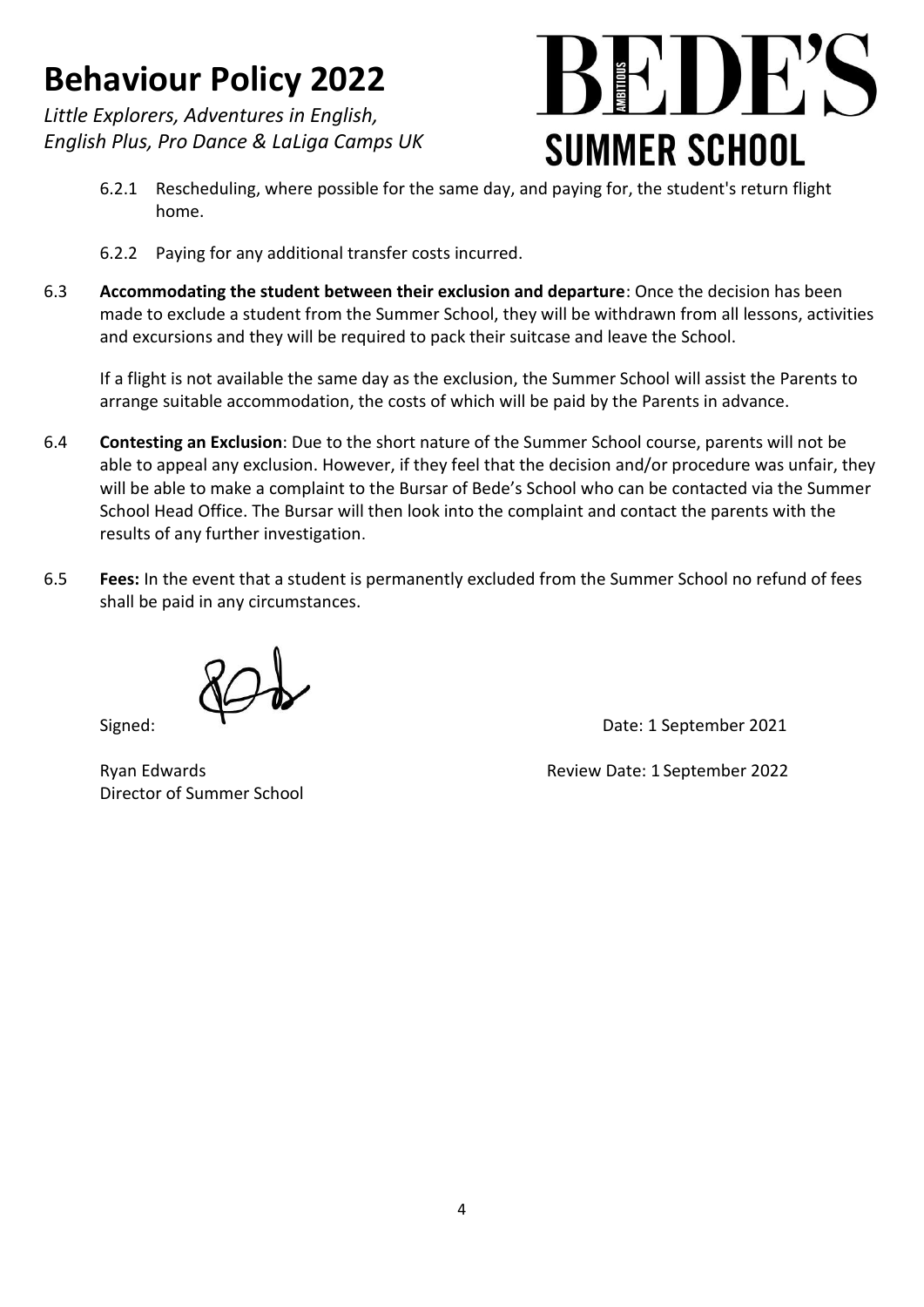6.2.1 Rescheduling, where possible for the same day, and paying for, the student's return flight home.

6.2.2 Paying for any additional transfer costs incurred.

6.3 **Accommodating the student between their exclusion and departure**: Once the decision has been made to exclude a student from the Summer School, they will be withdrawn from all lessons, activities and excursions and they will be required to pack their suitcase and leave the School.

If a flight is not available the same day as the exclusion, the Summer School will assist the Parents to arrange suitable accommodation, the costs of which will be paid by the Parents in advance.

6.4 **Contesting an Exclusion**: Due to the short nature of the Summer School course, parents will not be able to appeal any exclusion. However, if they feel that the decision and/or procedure was unfair, they will be able to make a complaint to the Bursar of Bede's School who can be contacted via the Summer School Head Office. The Bursar will then look into the complaint and contact the parents with the results of any further investigation.

6.5 **Fees:** In the event that a student is permanently excluded from the Summer School no refund of fees shall be paid in any circumstances.

Signed:

Date: 1 September 2021

Ryan Edwards
Director of Summer School

Review Date: 1 September 2022